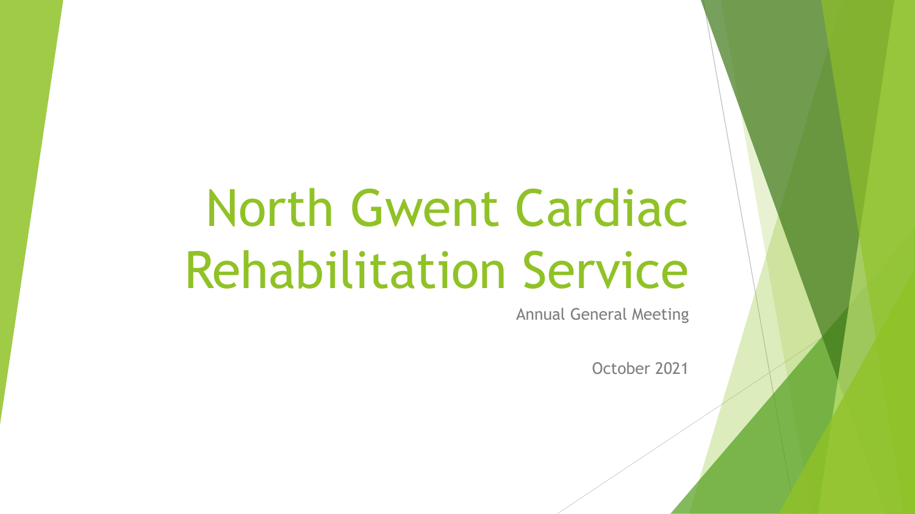# North Gwent Cardiac Rehabilitation Service

Annual General Meeting

October 2021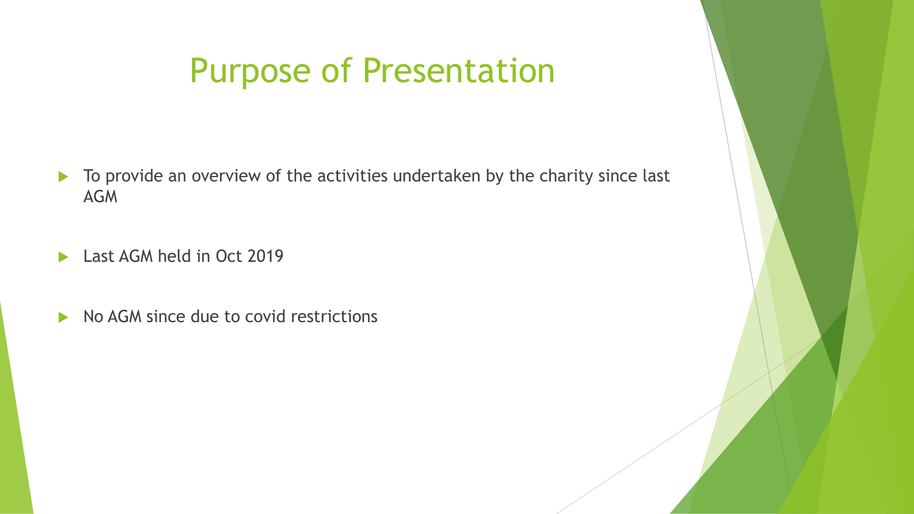# Purpose of Presentation

- To provide an overview of the activities undertaken by the charity since last AGM
- Last AGM held in Oct 2019
- No AGM since due to covid restrictions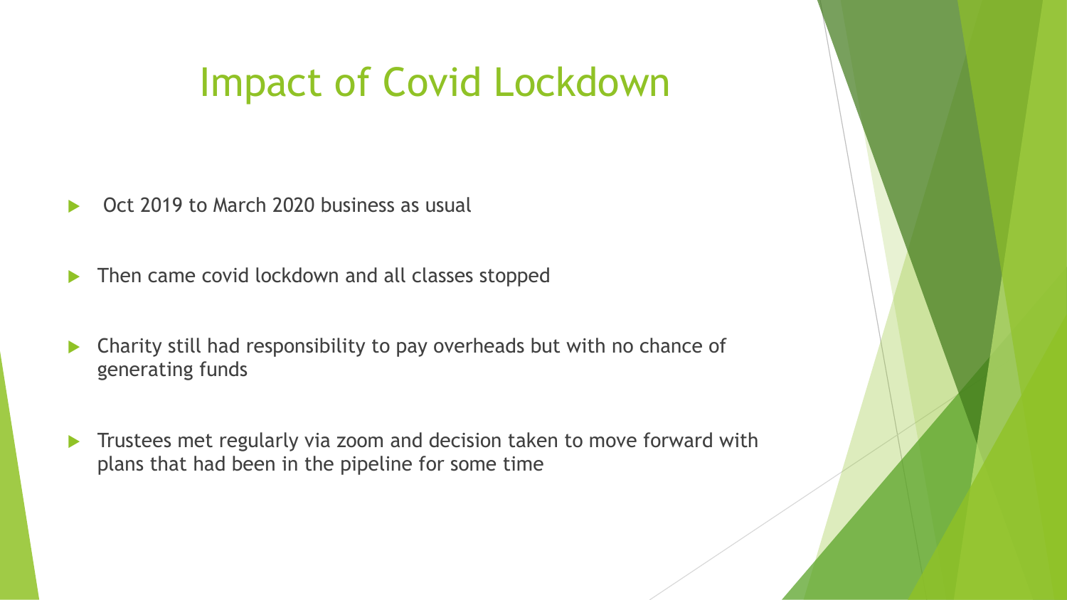# Impact of Covid Lockdown

- Oct 2019 to March 2020 business as usual
- Then came covid lockdown and all classes stopped
- Charity still had responsibility to pay overheads but with no chance of generating funds
- Trustees met regularly via zoom and decision taken to move forward with plans that had been in the pipeline for some time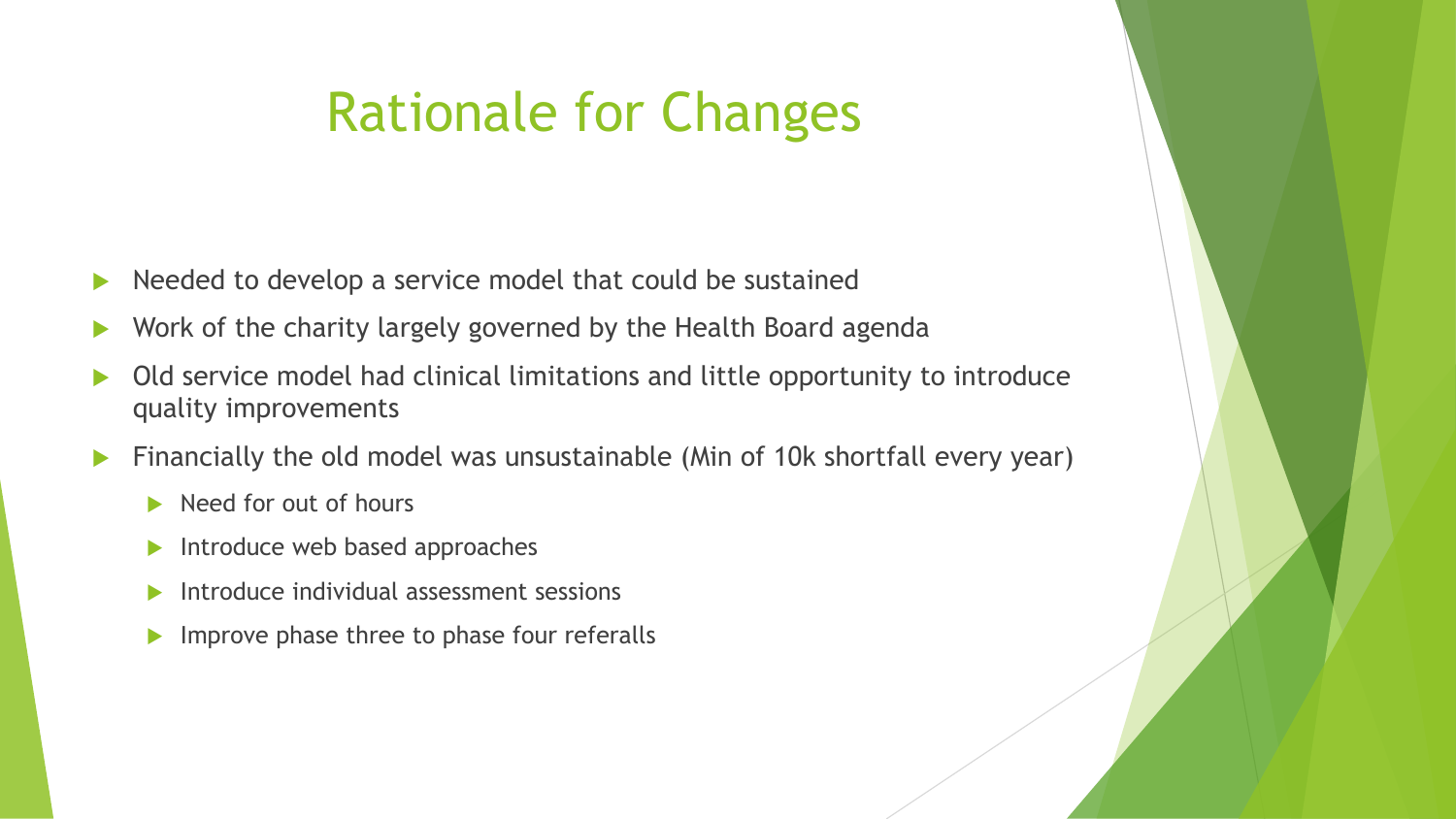# Rationale for Changes

- Needed to develop a service model that could be sustained
- Work of the charity largely governed by the Health Board agenda
- Old service model had clinical limitations and little opportunity to introduce quality improvements
- Financially the old model was unsustainable (Min of 10k shortfall every year)
  - Need for out of hours
  - Introduce web based approaches
  - Introduce individual assessment sessions
  - Improve phase three to phase four referalls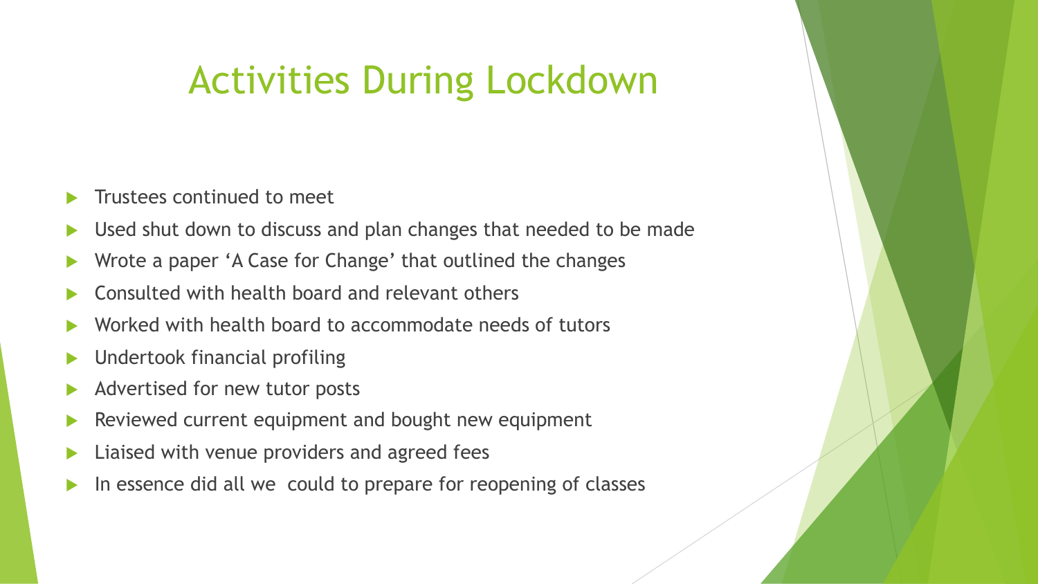# Activities During Lockdown

- Trustees continued to meet
- Used shut down to discuss and plan changes that needed to be made
- Wrote a paper 'A Case for Change' that outlined the changes
- Consulted with health board and relevant others
- Worked with health board to accommodate needs of tutors
- Undertook financial profiling
- Advertised for new tutor posts
- Reviewed current equipment and bought new equipment
- Liaised with venue providers and agreed fees
- In essence did all we could to prepare for reopening of classes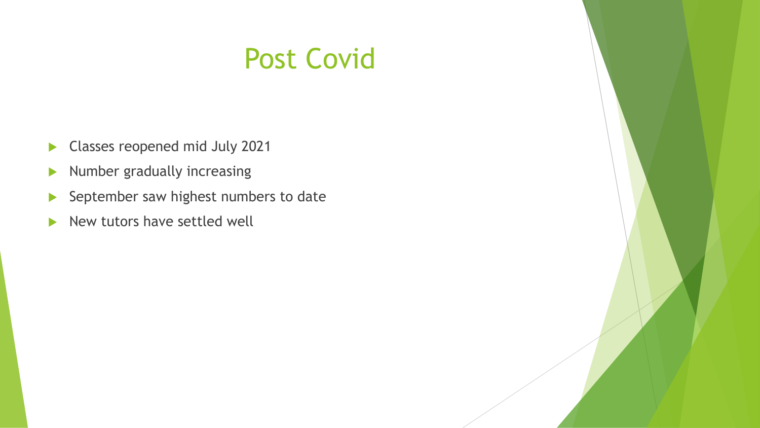# Post Covid

- Classes reopened mid July 2021
- Number gradually increasing
- September saw highest numbers to date
- New tutors have settled well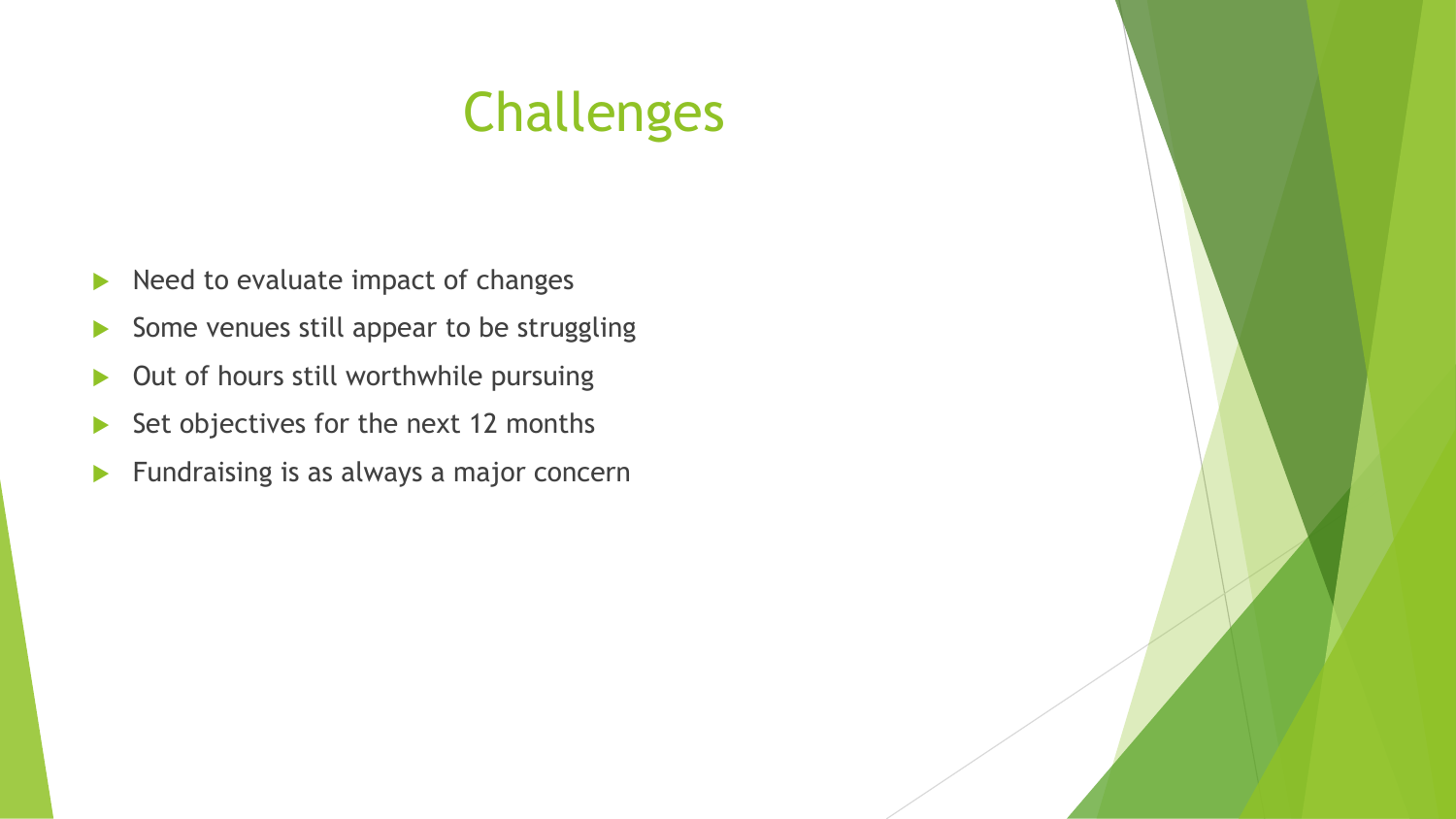# Challenges

- Need to evaluate impact of changes
- Some venues still appear to be struggling
- Out of hours still worthwhile pursuing
- Set objectives for the next 12 months
- Fundraising is as always a major concern